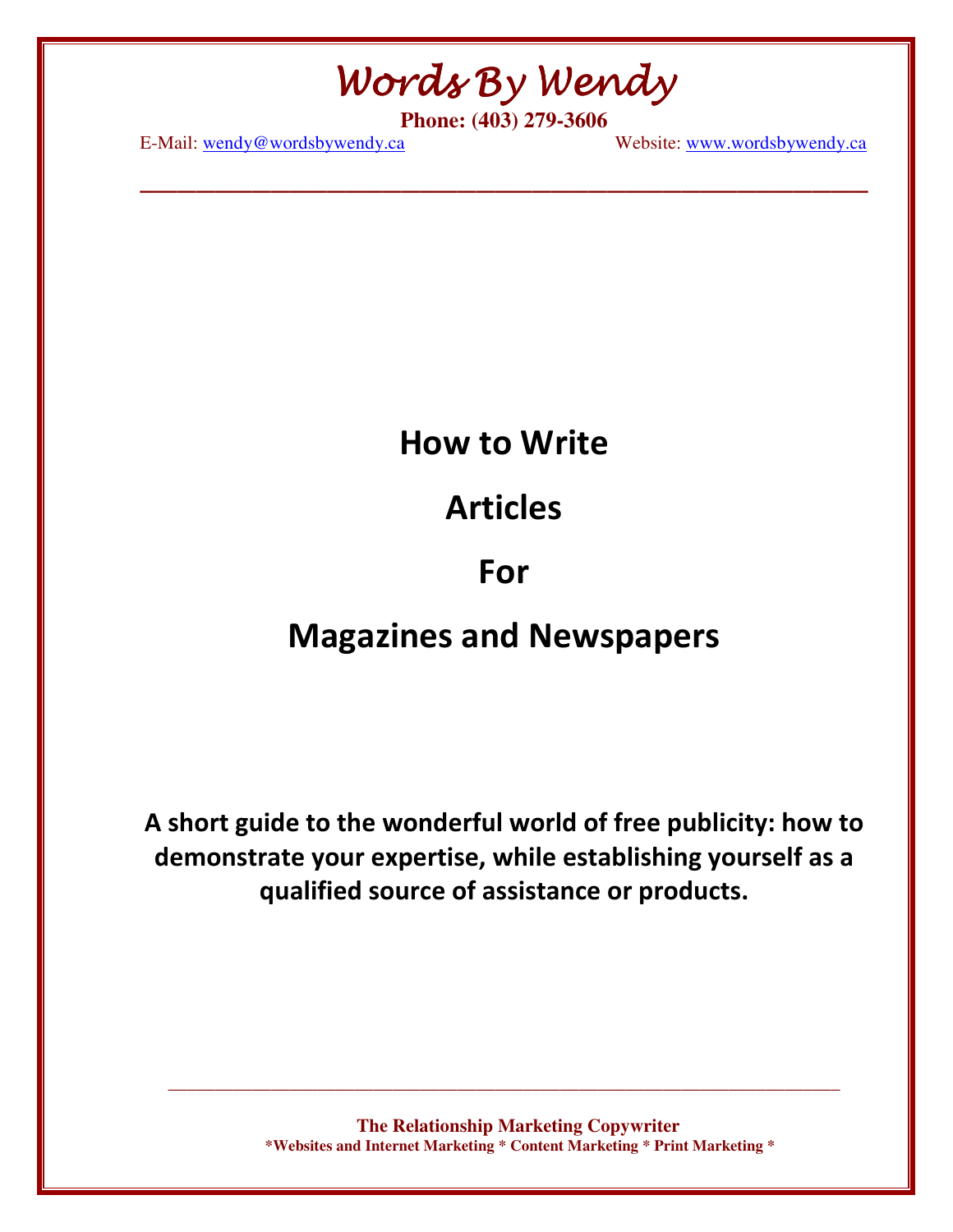# Words By Wendy

**Phone: (403) 279-3606**

E-Mail: wendy@wordsbywendy.ca Website: www.wordsbywendy.ca

---

# How to Write Articles For Magazines and Newspapers

**A short guide to the wonderful world of free publicity: how to demonstrate your expertise, while establishing yourself as a qualified source of assistance or products.**

---

**The Relationship Marketing Copywriter**

**\*Websites and Internet Marketing \* Content Marketing \* Print Marketing \***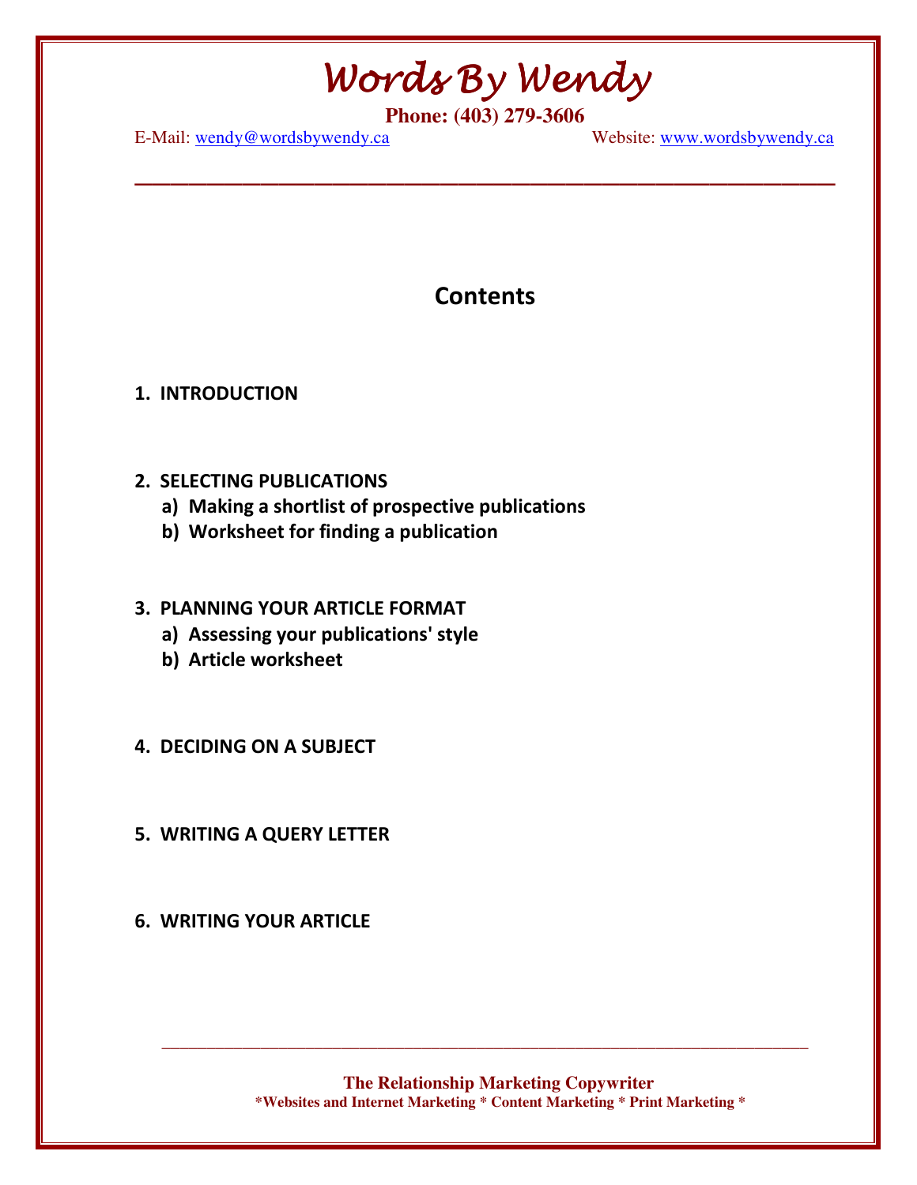## Contents

1. **INTRODUCTION**

2. **SELECTING PUBLICATIONS**
   a) **Making a shortlist of prospective publications**
   b) **Worksheet for finding a publication**

3. **PLANNING YOUR ARTICLE FORMAT**
   a) **Assessing your publications' style**
   b) **Article worksheet**

4. **DECIDING ON A SUBJECT**

5. **WRITING A QUERY LETTER**

6. **WRITING YOUR ARTICLE**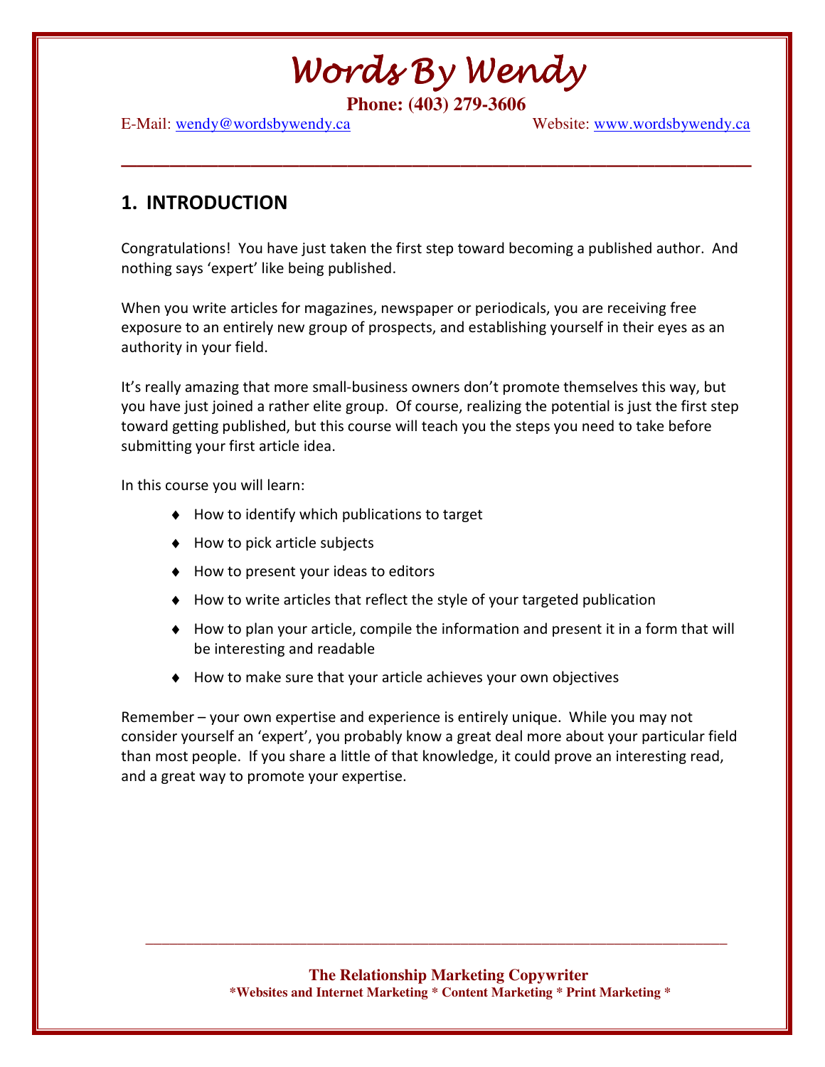## 1. INTRODUCTION

Congratulations! You have just taken the first step toward becoming a published author. And nothing says 'expert' like being published.

When you write articles for magazines, newspaper or periodicals, you are receiving free exposure to an entirely new group of prospects, and establishing yourself in their eyes as an authority in your field.

It's really amazing that more small-business owners don't promote themselves this way, but you have just joined a rather elite group. Of course, realizing the potential is just the first step toward getting published, but this course will teach you the steps you need to take before submitting your first article idea.

In this course you will learn:

- How to identify which publications to target
- How to pick article subjects
- How to present your ideas to editors
- How to write articles that reflect the style of your targeted publication
- How to plan your article, compile the information and present it in a form that will be interesting and readable
- How to make sure that your article achieves your own objectives

Remember – your own expertise and experience is entirely unique. While you may not consider yourself an 'expert', you probably know a great deal more about your particular field than most people. If you share a little of that knowledge, it could prove an interesting read, and a great way to promote your expertise.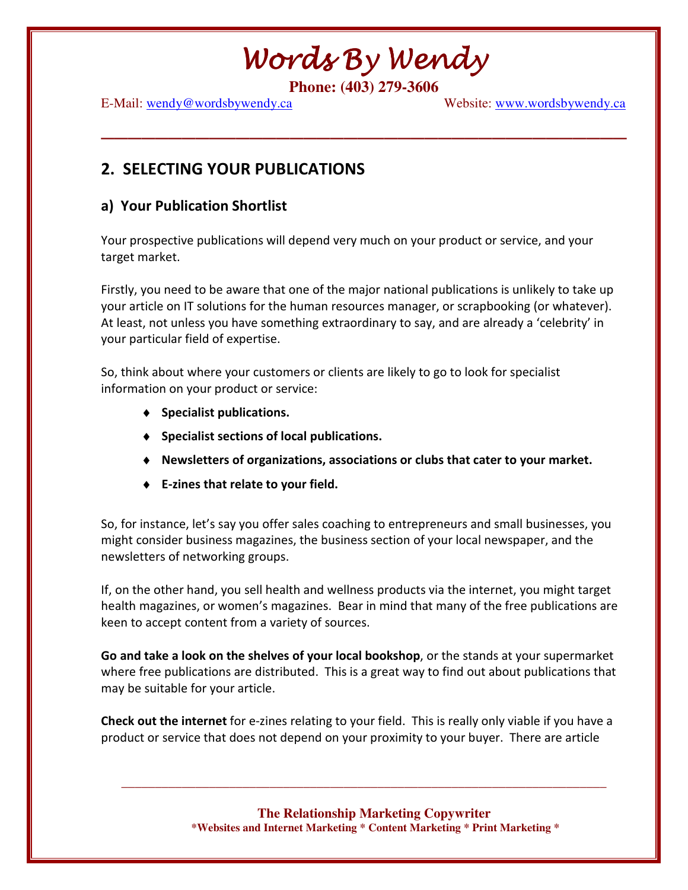## 2. SELECTING YOUR PUBLICATIONS

### a) Your Publication Shortlist

Your prospective publications will depend very much on your product or service, and your target market.

Firstly, you need to be aware that one of the major national publications is unlikely to take up your article on IT solutions for the human resources manager, or scrapbooking (or whatever). At least, not unless you have something extraordinary to say, and are already a 'celebrity' in your particular field of expertise.

So, think about where your customers or clients are likely to go to look for specialist information on your product or service:

- **Specialist publications.**
- **Specialist sections of local publications.**
- **Newsletters of organizations, associations or clubs that cater to your market.**
- **E-zines that relate to your field.**

So, for instance, let's say you offer sales coaching to entrepreneurs and small businesses, you might consider business magazines, the business section of your local newspaper, and the newsletters of networking groups.

If, on the other hand, you sell health and wellness products via the internet, you might target health magazines, or women's magazines. Bear in mind that many of the free publications are keen to accept content from a variety of sources.

**Go and take a look on the shelves of your local bookshop**, or the stands at your supermarket where free publications are distributed. This is a great way to find out about publications that may be suitable for your article.

**Check out the internet** for e-zines relating to your field. This is really only viable if you have a product or service that does not depend on your proximity to your buyer. There are article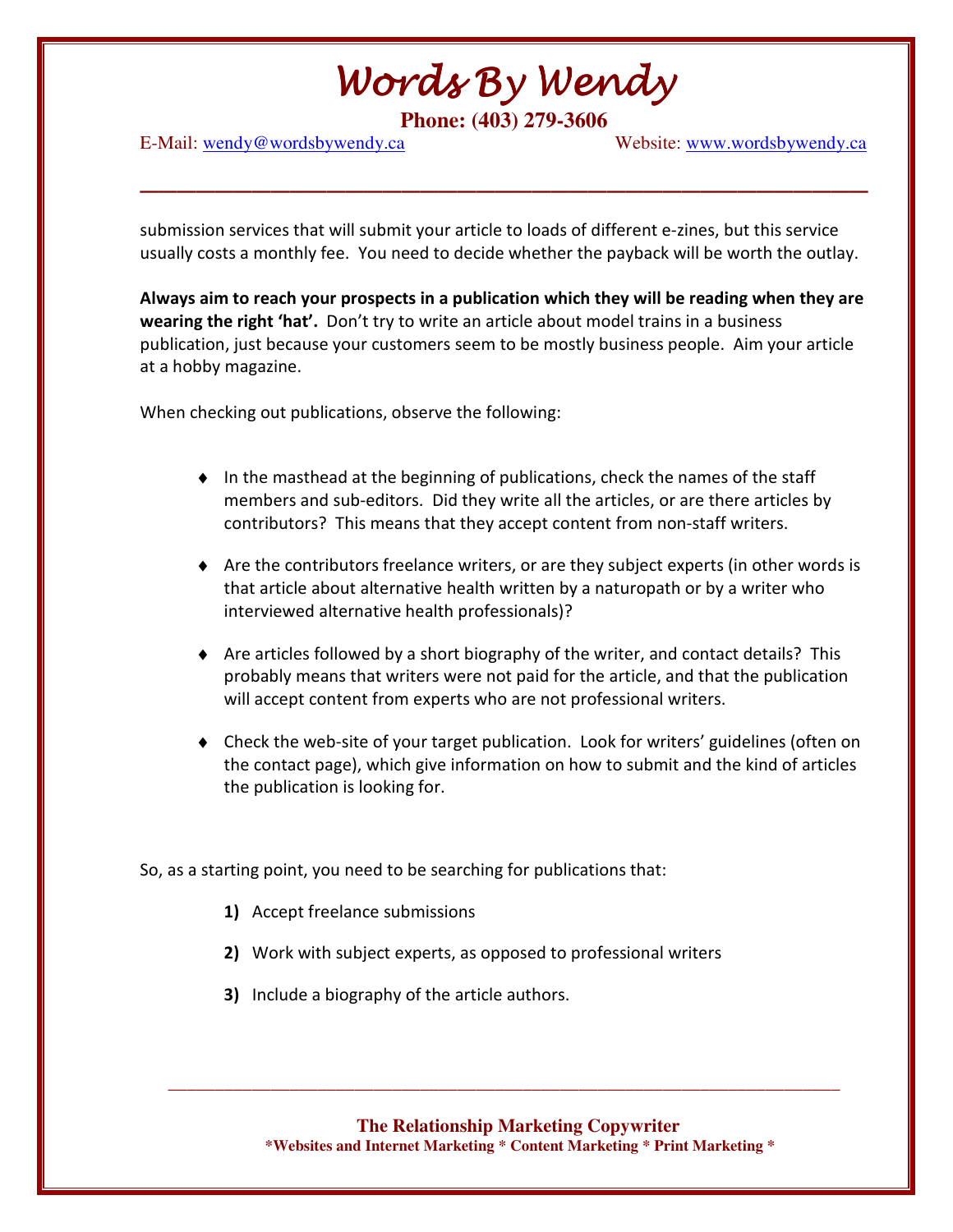submission services that will submit your article to loads of different e-zines, but this service usually costs a monthly fee. You need to decide whether the payback will be worth the outlay.

**Always aim to reach your prospects in a publication which they will be reading when they are wearing the right 'hat'.** Don't try to write an article about model trains in a business publication, just because your customers seem to be mostly business people. Aim your article at a hobby magazine.

When checking out publications, observe the following:

- In the masthead at the beginning of publications, check the names of the staff members and sub-editors. Did they write all the articles, or are there articles by contributors? This means that they accept content from non-staff writers.

- Are the contributors freelance writers, or are they subject experts (in other words is that article about alternative health written by a naturopath or by a writer who interviewed alternative health professionals)?

- Are articles followed by a short biography of the writer, and contact details? This probably means that writers were not paid for the article, and that the publication will accept content from experts who are not professional writers.

- Check the web-site of your target publication. Look for writers' guidelines (often on the contact page), which give information on how to submit and the kind of articles the publication is looking for.

So, as a starting point, you need to be searching for publications that:

1) Accept freelance submissions
2) Work with subject experts, as opposed to professional writers
3) Include a biography of the article authors.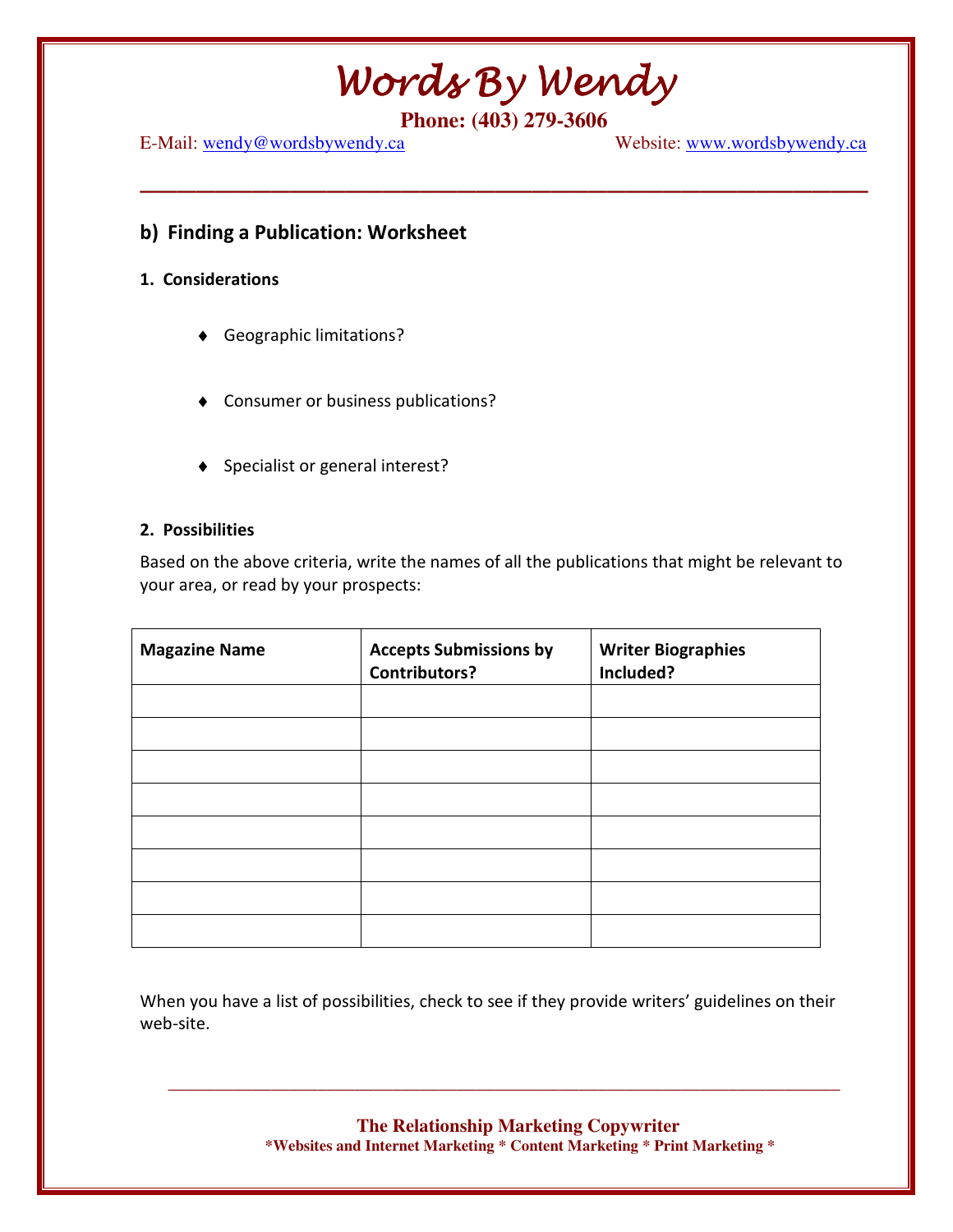## b) Finding a Publication: Worksheet

### 1. Considerations

- Geographic limitations?
- Consumer or business publications?
- Specialist or general interest?

### 2. Possibilities

Based on the above criteria, write the names of all the publications that might be relevant to your area, or read by your prospects:

| Magazine Name | Accepts Submissions by Contributors? | Writer Biographies Included? |
|---|---|---|
| | | |
| | | |
| | | |
| | | |
| | | |
| | | |
| | | |
| | | |

When you have a list of possibilities, check to see if they provide writers' guidelines on their web-site.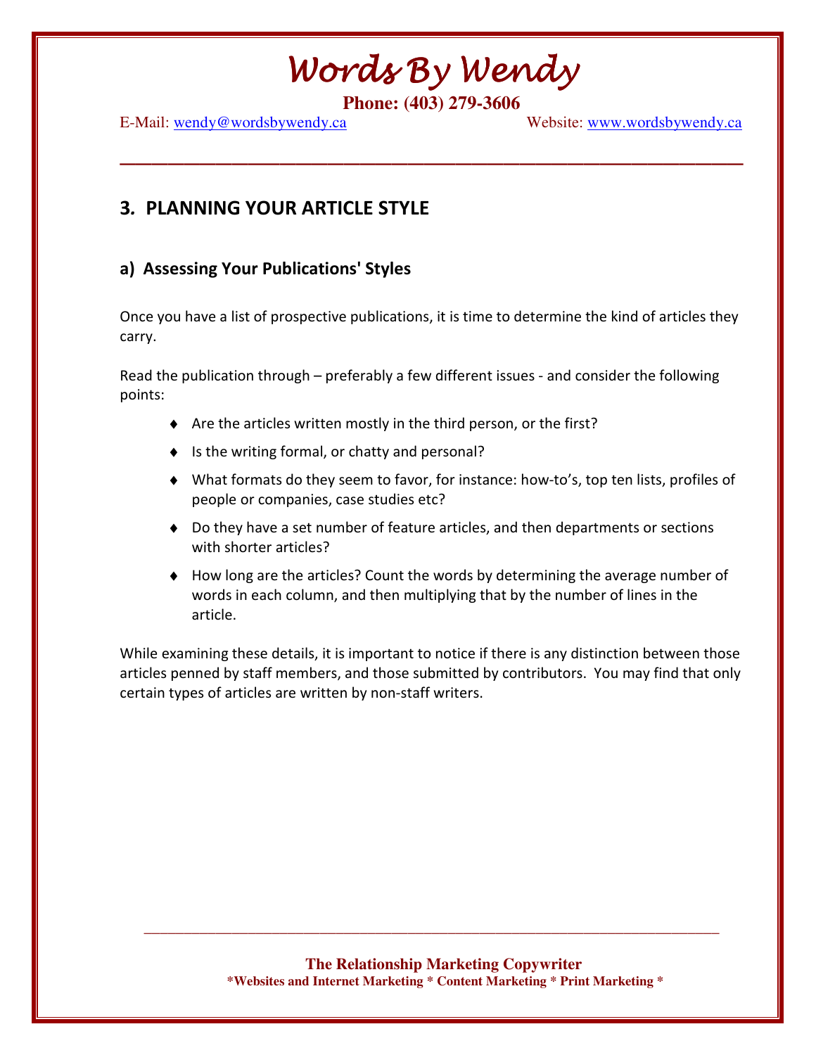## 3. PLANNING YOUR ARTICLE STYLE

### a) Assessing Your Publications' Styles

Once you have a list of prospective publications, it is time to determine the kind of articles they carry.

Read the publication through – preferably a few different issues - and consider the following points:

- Are the articles written mostly in the third person, or the first?
- Is the writing formal, or chatty and personal?
- What formats do they seem to favor, for instance: how-to's, top ten lists, profiles of people or companies, case studies etc?
- Do they have a set number of feature articles, and then departments or sections with shorter articles?
- How long are the articles? Count the words by determining the average number of words in each column, and then multiplying that by the number of lines in the article.

While examining these details, it is important to notice if there is any distinction between those articles penned by staff members, and those submitted by contributors. You may find that only certain types of articles are written by non-staff writers.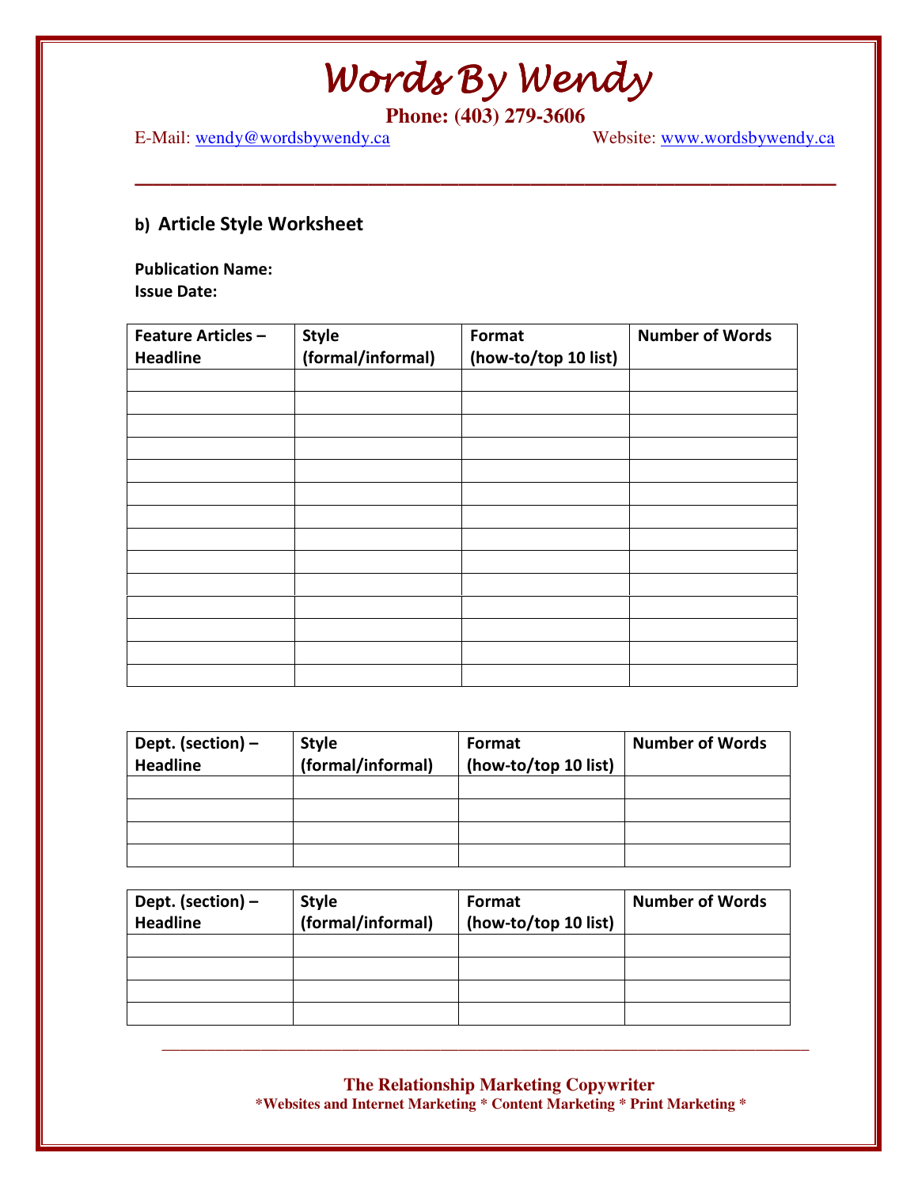# Words By Wendy

**Phone: (403) 279-3606**

E-Mail: wendy@wordsbywendy.ca Website: www.wordsbywendy.ca

---

## b) Article Style Worksheet

**Publication Name:**
**Issue Date:**

| Feature Articles – Headline | Style (formal/informal) | Format (how-to/top 10 list) | Number of Words |
|---|---|---|---|
| | | | |
| | | | |
| | | | |
| | | | |
| | | | |
| | | | |
| | | | |
| | | | |
| | | | |
| | | | |
| | | | |
| | | | |
| | | | |
| | | | |

| Dept. (section) – Headline | Style (formal/informal) | Format (how-to/top 10 list) | Number of Words |
|---|---|---|---|
| | | | |
| | | | |
| | | | |
| | | | |

| Dept. (section) – Headline | Style (formal/informal) | Format (how-to/top 10 list) | Number of Words |
|---|---|---|---|
| | | | |
| | | | |
| | | | |
| | | | |

---

**The Relationship Marketing Copywriter**
***Websites and Internet Marketing * Content Marketing * Print Marketing ***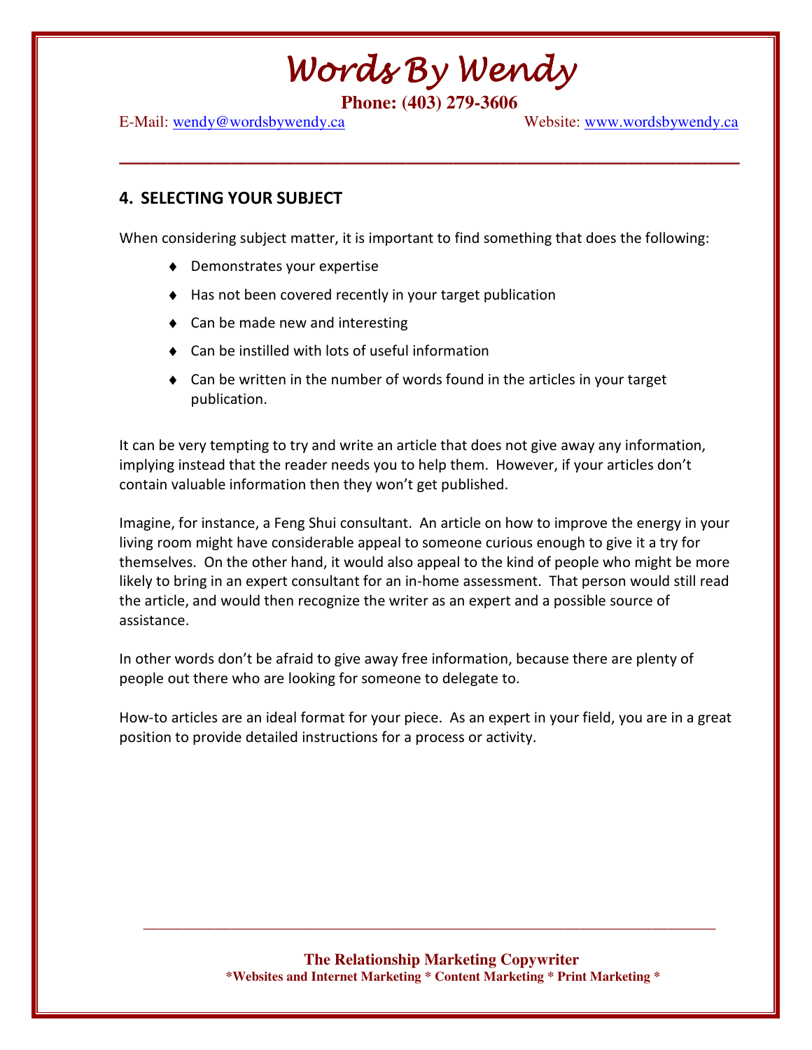## 4. SELECTING YOUR SUBJECT

When considering subject matter, it is important to find something that does the following:

- Demonstrates your expertise
- Has not been covered recently in your target publication
- Can be made new and interesting
- Can be instilled with lots of useful information
- Can be written in the number of words found in the articles in your target publication.

It can be very tempting to try and write an article that does not give away any information, implying instead that the reader needs you to help them. However, if your articles don't contain valuable information then they won't get published.

Imagine, for instance, a Feng Shui consultant. An article on how to improve the energy in your living room might have considerable appeal to someone curious enough to give it a try for themselves. On the other hand, it would also appeal to the kind of people who might be more likely to bring in an expert consultant for an in-home assessment. That person would still read the article, and would then recognize the writer as an expert and a possible source of assistance.

In other words don't be afraid to give away free information, because there are plenty of people out there who are looking for someone to delegate to.

How-to articles are an ideal format for your piece. As an expert in your field, you are in a great position to provide detailed instructions for a process or activity.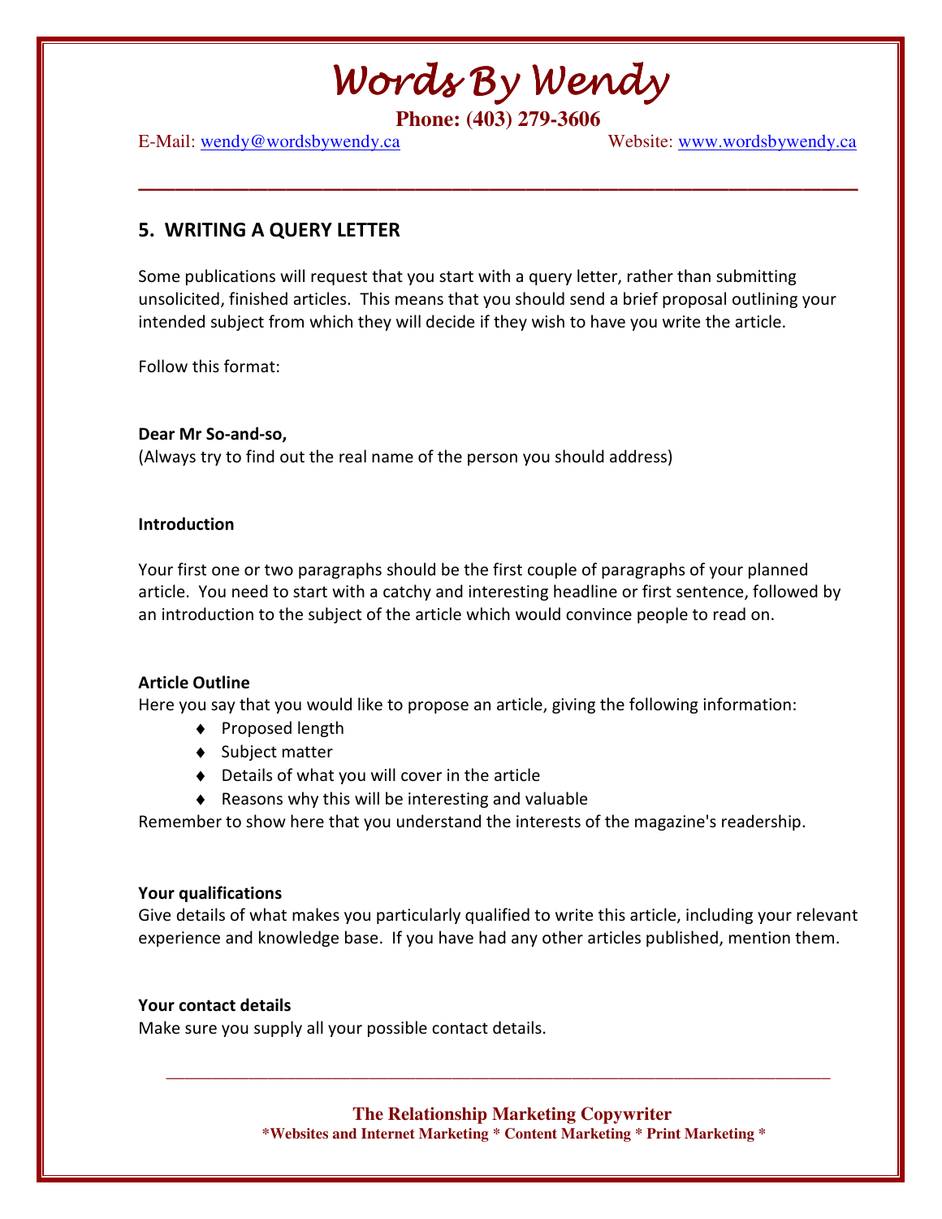## 5. WRITING A QUERY LETTER

Some publications will request that you start with a query letter, rather than submitting unsolicited, finished articles. This means that you should send a brief proposal outlining your intended subject from which they will decide if they wish to have you write the article.

Follow this format:

**Dear Mr So-and-so,**
(Always try to find out the real name of the person you should address)

**Introduction**

Your first one or two paragraphs should be the first couple of paragraphs of your planned article. You need to start with a catchy and interesting headline or first sentence, followed by an introduction to the subject of the article which would convince people to read on.

**Article Outline**
Here you say that you would like to propose an article, giving the following information:

- Proposed length
- Subject matter
- Details of what you will cover in the article
- Reasons why this will be interesting and valuable

Remember to show here that you understand the interests of the magazine's readership.

**Your qualifications**
Give details of what makes you particularly qualified to write this article, including your relevant experience and knowledge base. If you have had any other articles published, mention them.

**Your contact details**
Make sure you supply all your possible contact details.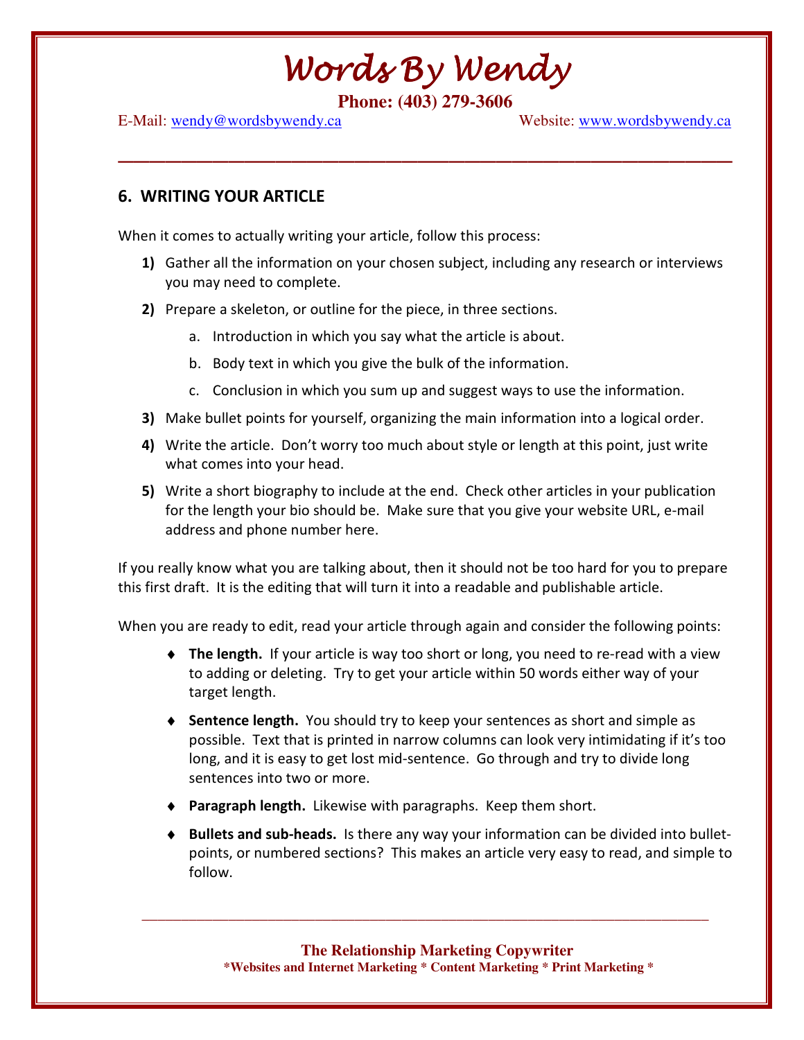## 6. WRITING YOUR ARTICLE

When it comes to actually writing your article, follow this process:

1) Gather all the information on your chosen subject, including any research or interviews you may need to complete.
2) Prepare a skeleton, or outline for the piece, in three sections.
   a. Introduction in which you say what the article is about.
   b. Body text in which you give the bulk of the information.
   c. Conclusion in which you sum up and suggest ways to use the information.
3) Make bullet points for yourself, organizing the main information into a logical order.
4) Write the article. Don't worry too much about style or length at this point, just write what comes into your head.
5) Write a short biography to include at the end. Check other articles in your publication for the length your bio should be. Make sure that you give your website URL, e-mail address and phone number here.

If you really know what you are talking about, then it should not be too hard for you to prepare this first draft. It is the editing that will turn it into a readable and publishable article.

When you are ready to edit, read your article through again and consider the following points:

- **The length.** If your article is way too short or long, you need to re-read with a view to adding or deleting. Try to get your article within 50 words either way of your target length.
- **Sentence length.** You should try to keep your sentences as short and simple as possible. Text that is printed in narrow columns can look very intimidating if it's too long, and it is easy to get lost mid-sentence. Go through and try to divide long sentences into two or more.
- **Paragraph length.** Likewise with paragraphs. Keep them short.
- **Bullets and sub-heads.** Is there any way your information can be divided into bullet-points, or numbered sections? This makes an article very easy to read, and simple to follow.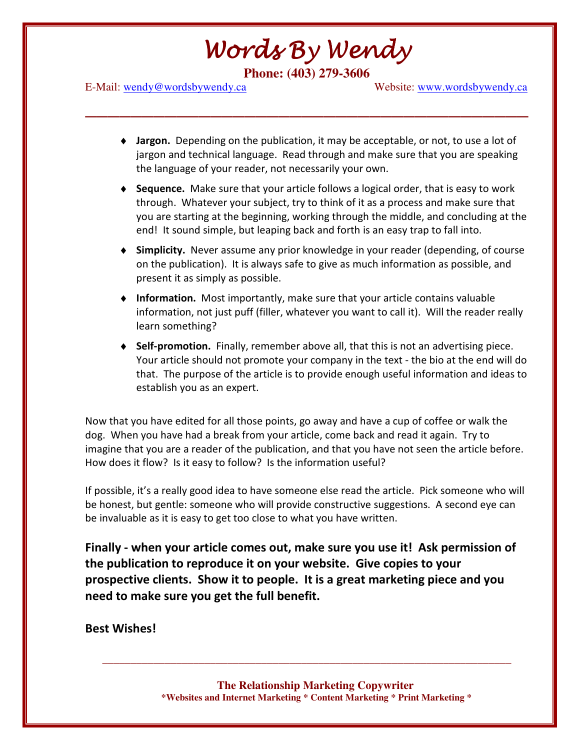- **Jargon.** Depending on the publication, it may be acceptable, or not, to use a lot of jargon and technical language. Read through and make sure that you are speaking the language of your reader, not necessarily your own.
- **Sequence.** Make sure that your article follows a logical order, that is easy to work through. Whatever your subject, try to think of it as a process and make sure that you are starting at the beginning, working through the middle, and concluding at the end! It sound simple, but leaping back and forth is an easy trap to fall into.
- **Simplicity.** Never assume any prior knowledge in your reader (depending, of course on the publication). It is always safe to give as much information as possible, and present it as simply as possible.
- **Information.** Most importantly, make sure that your article contains valuable information, not just puff (filler, whatever you want to call it). Will the reader really learn something?
- **Self-promotion.** Finally, remember above all, that this is not an advertising piece. Your article should not promote your company in the text - the bio at the end will do that. The purpose of the article is to provide enough useful information and ideas to establish you as an expert.

Now that you have edited for all those points, go away and have a cup of coffee or walk the dog. When you have had a break from your article, come back and read it again. Try to imagine that you are a reader of the publication, and that you have not seen the article before. How does it flow? Is it easy to follow? Is the information useful?

If possible, it's a really good idea to have someone else read the article. Pick someone who will be honest, but gentle: someone who will provide constructive suggestions. A second eye can be invaluable as it is easy to get too close to what you have written.

**Finally - when your article comes out, make sure you use it! Ask permission of the publication to reproduce it on your website. Give copies to your prospective clients. Show it to people. It is a great marketing piece and you need to make sure you get the full benefit.**

**Best Wishes!**